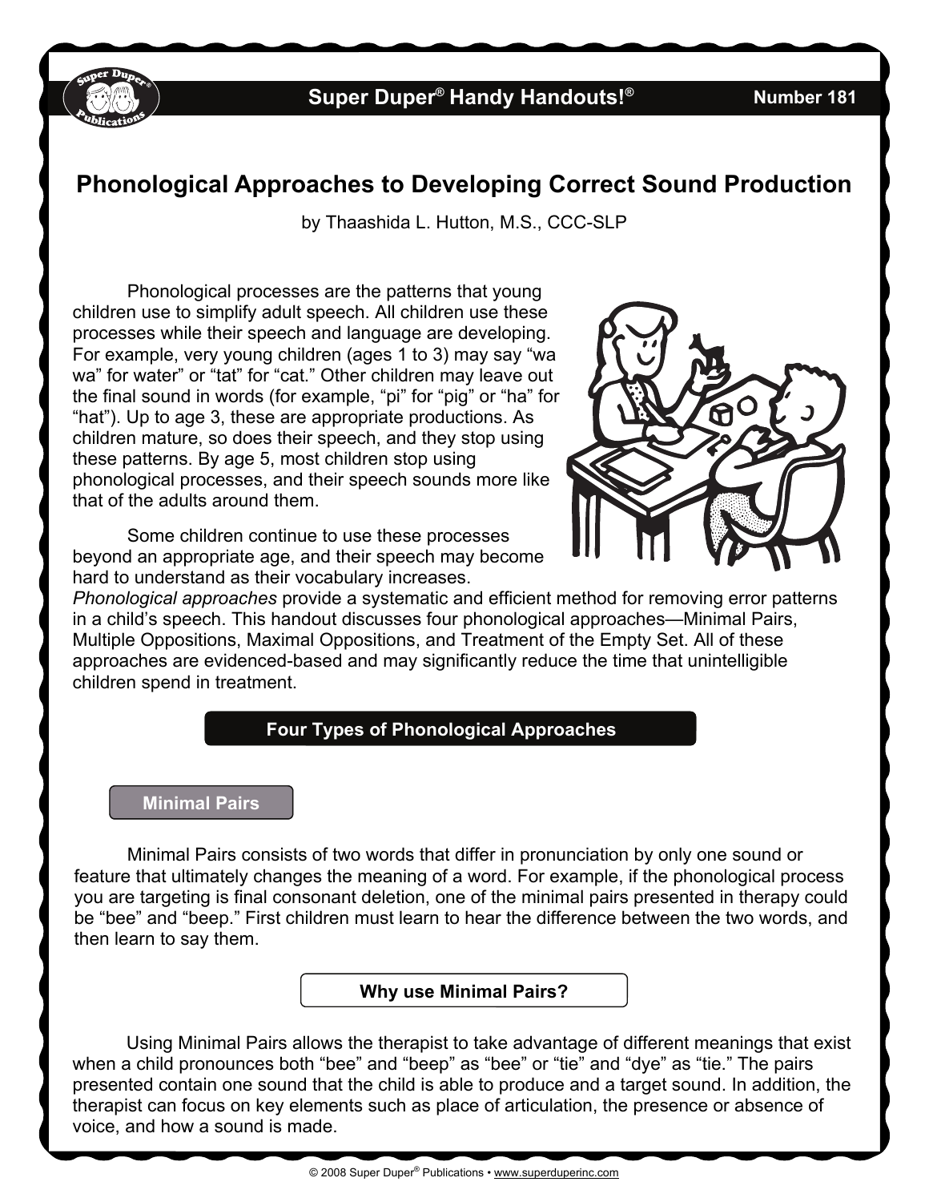Super Duper® Handy Handouts!® Number 181

# Phonological Approaches to Developing Correct Sound Production

by Thaashida L. Hutton, M.S., CCC-SLP

Phonological processes are the patterns that young children use to simplify adult speech. All children use these processes while their speech and language are developing. For example, very young children (ages 1 to 3) may say "wa wa" for water" or "tat" for "cat." Other children may leave out the final sound in words (for example, "pi" for "pig" or "ha" for "hat"). Up to age 3, these are appropriate productions. As children mature, so does their speech, and they stop using these patterns. By age 5, most children stop using phonological processes, and their speech sounds more like that of the adults around them.

Some children continue to use these processes beyond an appropriate age, and their speech may become hard to understand as their vocabulary increases. *Phonological approaches* provide a systematic and efficient method for removing error patterns in a child's speech. This handout discusses four phonological approaches—Minimal Pairs, Multiple Oppositions, Maximal Oppositions, and Treatment of the Empty Set. All of these approaches are evidenced-based and may significantly reduce the time that unintelligible children spend in treatment.

## Four Types of Phonological Approaches

### Minimal Pairs

Minimal Pairs consists of two words that differ in pronunciation by only one sound or feature that ultimately changes the meaning of a word. For example, if the phonological process you are targeting is final consonant deletion, one of the minimal pairs presented in therapy could be "bee" and "beep." First children must learn to hear the difference between the two words, and then learn to say them.

#### Why use Minimal Pairs?

Using Minimal Pairs allows the therapist to take advantage of different meanings that exist when a child pronounces both "bee" and "beep" as "bee" or "tie" and "dye" as "tie." The pairs presented contain one sound that the child is able to produce and a target sound. In addition, the therapist can focus on key elements such as place of articulation, the presence or absence of voice, and how a sound is made.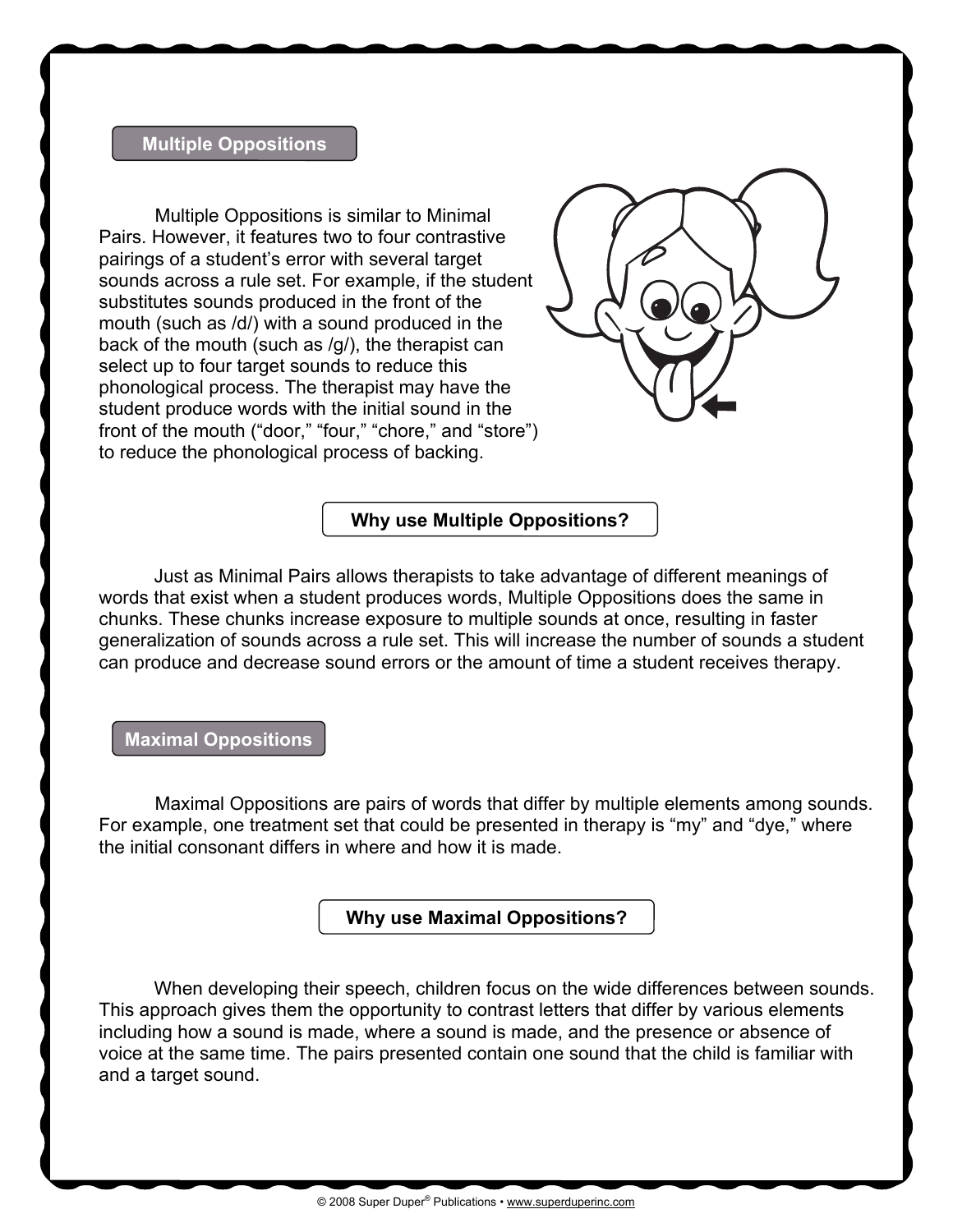## Multiple Oppositions

Multiple Oppositions is similar to Minimal Pairs. However, it features two to four contrastive pairings of a student's error with several target sounds across a rule set. For example, if the student substitutes sounds produced in the front of the mouth (such as /d/) with a sound produced in the back of the mouth (such as /g/), the therapist can select up to four target sounds to reduce this phonological process. The therapist may have the student produce words with the initial sound in the front of the mouth ("door," "four," "chore," and "store") to reduce the phonological process of backing.

### Why use Multiple Oppositions?

Just as Minimal Pairs allows therapists to take advantage of different meanings of words that exist when a student produces words, Multiple Oppositions does the same in chunks. These chunks increase exposure to multiple sounds at once, resulting in faster generalization of sounds across a rule set. This will increase the number of sounds a student can produce and decrease sound errors or the amount of time a student receives therapy.

## Maximal Oppositions

Maximal Oppositions are pairs of words that differ by multiple elements among sounds. For example, one treatment set that could be presented in therapy is "my" and "dye," where the initial consonant differs in where and how it is made.

### Why use Maximal Oppositions?

When developing their speech, children focus on the wide differences between sounds. This approach gives them the opportunity to contrast letters that differ by various elements including how a sound is made, where a sound is made, and the presence or absence of voice at the same time. The pairs presented contain one sound that the child is familiar with and a target sound.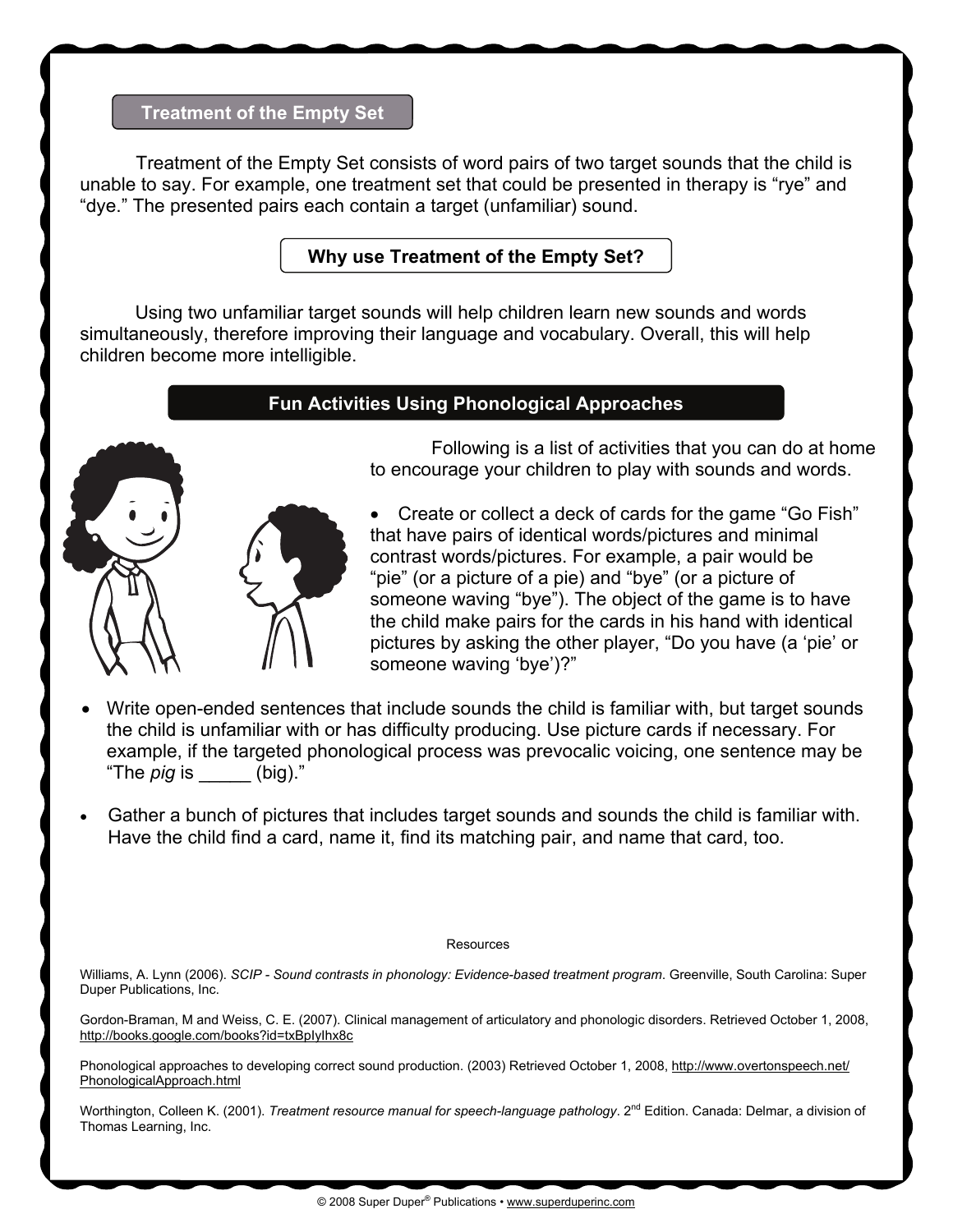## Treatment of the Empty Set

Treatment of the Empty Set consists of word pairs of two target sounds that the child is unable to say. For example, one treatment set that could be presented in therapy is "rye" and "dye." The presented pairs each contain a target (unfamiliar) sound.

### Why use Treatment of the Empty Set?

Using two unfamiliar target sounds will help children learn new sounds and words simultaneously, therefore improving their language and vocabulary. Overall, this will help children become more intelligible.

## Fun Activities Using Phonological Approaches

Following is a list of activities that you can do at home to encourage your children to play with sounds and words.

- Create or collect a deck of cards for the game "Go Fish" that have pairs of identical words/pictures and minimal contrast words/pictures. For example, a pair would be "pie" (or a picture of a pie) and "bye" (or a picture of someone waving "bye"). The object of the game is to have the child make pairs for the cards in his hand with identical pictures by asking the other player, "Do you have (a 'pie' or someone waving 'bye')?"
- Write open-ended sentences that include sounds the child is familiar with, but target sounds the child is unfamiliar with or has difficulty producing. Use picture cards if necessary. For example, if the targeted phonological process was prevocalic voicing, one sentence may be "The *pig* is _____ (big)."
- Gather a bunch of pictures that includes target sounds and sounds the child is familiar with. Have the child find a card, name it, find its matching pair, and name that card, too.

Resources

Williams, A. Lynn (2006). *SCIP - Sound contrasts in phonology: Evidence-based treatment program*. Greenville, South Carolina: Super Duper Publications, Inc.

Gordon-Braman, M and Weiss, C. E. (2007). Clinical management of articulatory and phonologic disorders. Retrieved October 1, 2008, http://books.google.com/books?id=txBpIyIhx8c

Phonological approaches to developing correct sound production. (2003) Retrieved October 1, 2008, http://www.overtonspeech.net/PhonologicalApproach.html

Worthington, Colleen K. (2001). *Treatment resource manual for speech-language pathology*. 2nd Edition. Canada: Delmar, a division of Thomas Learning, Inc.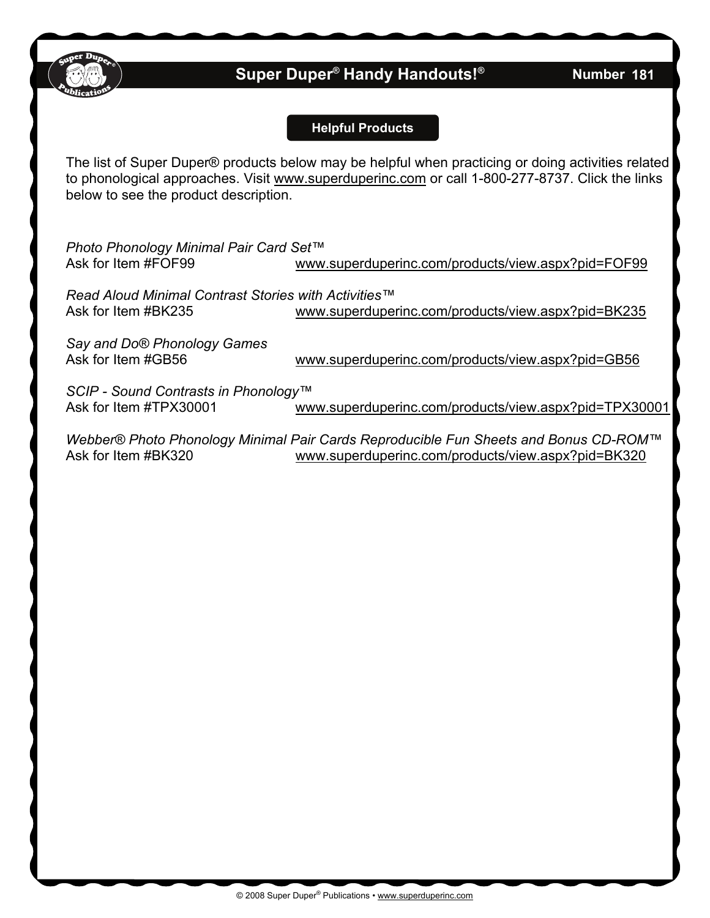## Helpful Products

The list of Super Duper® products below may be helpful when practicing or doing activities related to phonological approaches. Visit www.superduperinc.com or call 1-800-277-8737. Click the links below to see the product description.

*Photo Phonology Minimal Pair Card Set™*
Ask for Item #FOF99 www.superduperinc.com/products/view.aspx?pid=FOF99

*Read Aloud Minimal Contrast Stories with Activities™*
Ask for Item #BK235 www.superduperinc.com/products/view.aspx?pid=BK235

*Say and Do® Phonology Games*
Ask for Item #GB56 www.superduperinc.com/products/view.aspx?pid=GB56

*SCIP - Sound Contrasts in Phonology™*
Ask for Item #TPX30001 www.superduperinc.com/products/view.aspx?pid=TPX30001

*Webber® Photo Phonology Minimal Pair Cards Reproducible Fun Sheets and Bonus CD-ROM™*
Ask for Item #BK320 www.superduperinc.com/products/view.aspx?pid=BK320